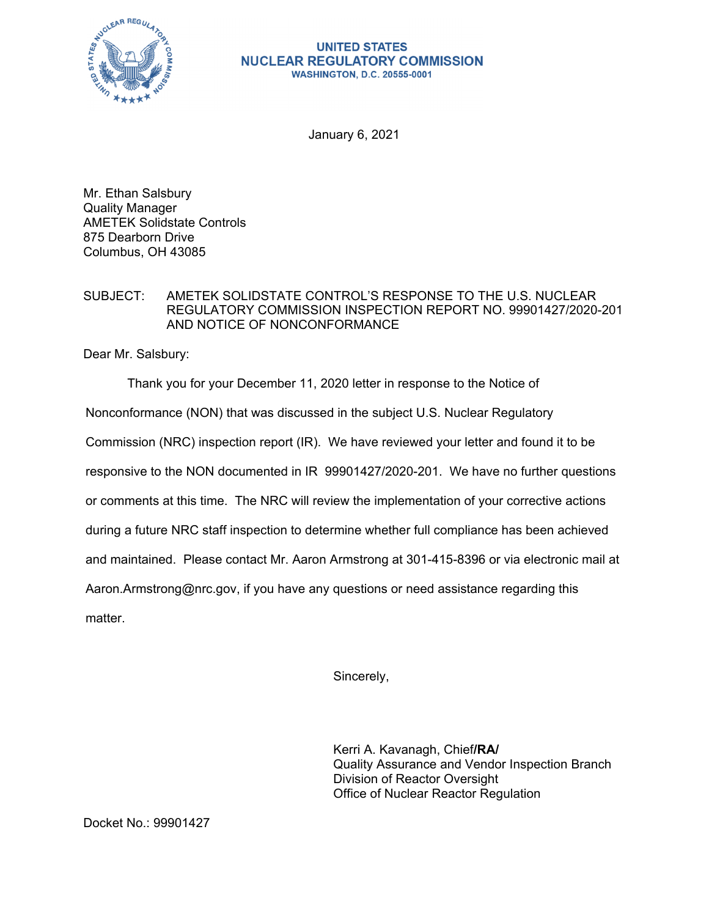**UNITED STATES**
**NUCLEAR REGULATORY COMMISSION**
**WASHINGTON, D.C. 20555-0001**

January 6, 2021

Mr. Ethan Salsbury
Quality Manager
AMETEK Solidstate Controls
875 Dearborn Drive
Columbus, OH 43085

SUBJECT: AMETEK SOLIDSTATE CONTROL'S RESPONSE TO THE U.S. NUCLEAR REGULATORY COMMISSION INSPECTION REPORT NO. 99901427/2020-201 AND NOTICE OF NONCONFORMANCE

Dear Mr. Salsbury:

Thank you for your December 11, 2020 letter in response to the Notice of Nonconformance (NON) that was discussed in the subject U.S. Nuclear Regulatory Commission (NRC) inspection report (IR). We have reviewed your letter and found it to be responsive to the NON documented in IR 99901427/2020-201. We have no further questions or comments at this time. The NRC will review the implementation of your corrective actions during a future NRC staff inspection to determine whether full compliance has been achieved and maintained. Please contact Mr. Aaron Armstrong at 301-415-8396 or via electronic mail at Aaron.Armstrong@nrc.gov, if you have any questions or need assistance regarding this matter.

Sincerely,

Kerri A. Kavanagh, Chief**/RA/**
Quality Assurance and Vendor Inspection Branch
Division of Reactor Oversight
Office of Nuclear Reactor Regulation

Docket No.: 99901427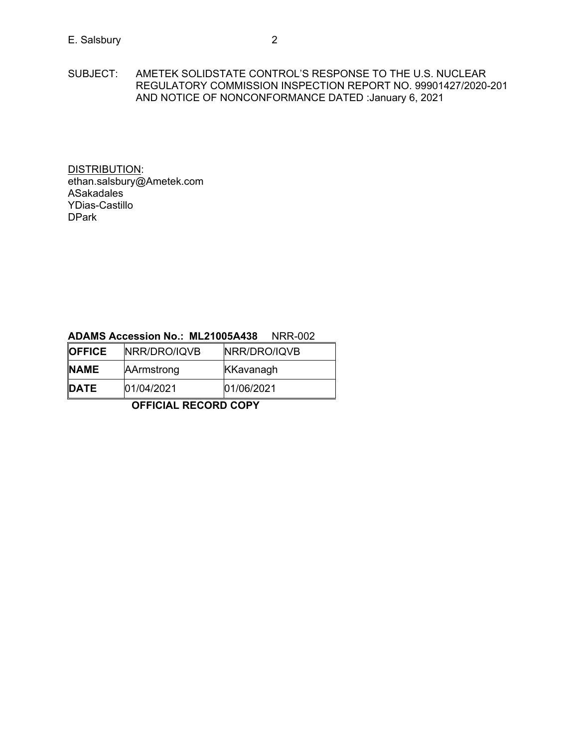SUBJECT: AMETEK SOLIDSTATE CONTROL'S RESPONSE TO THE U.S. NUCLEAR REGULATORY COMMISSION INSPECTION REPORT NO. 99901427/2020-201 AND NOTICE OF NONCONFORMANCE DATED :January 6, 2021

DISTRIBUTION:
ethan.salsbury@Ametek.com
ASakadales
YDias-Castillo
DPark

**ADAMS Accession No.: ML21005A438** NRR-002

| **OFFICE** | NRR/DRO/IQVB | NRR/DRO/IQVB |
|---|---|---|
| **NAME** | AArmstrong | KKavanagh |
| **DATE** | 01/04/2021 | 01/06/2021 |

**OFFICIAL RECORD COPY**